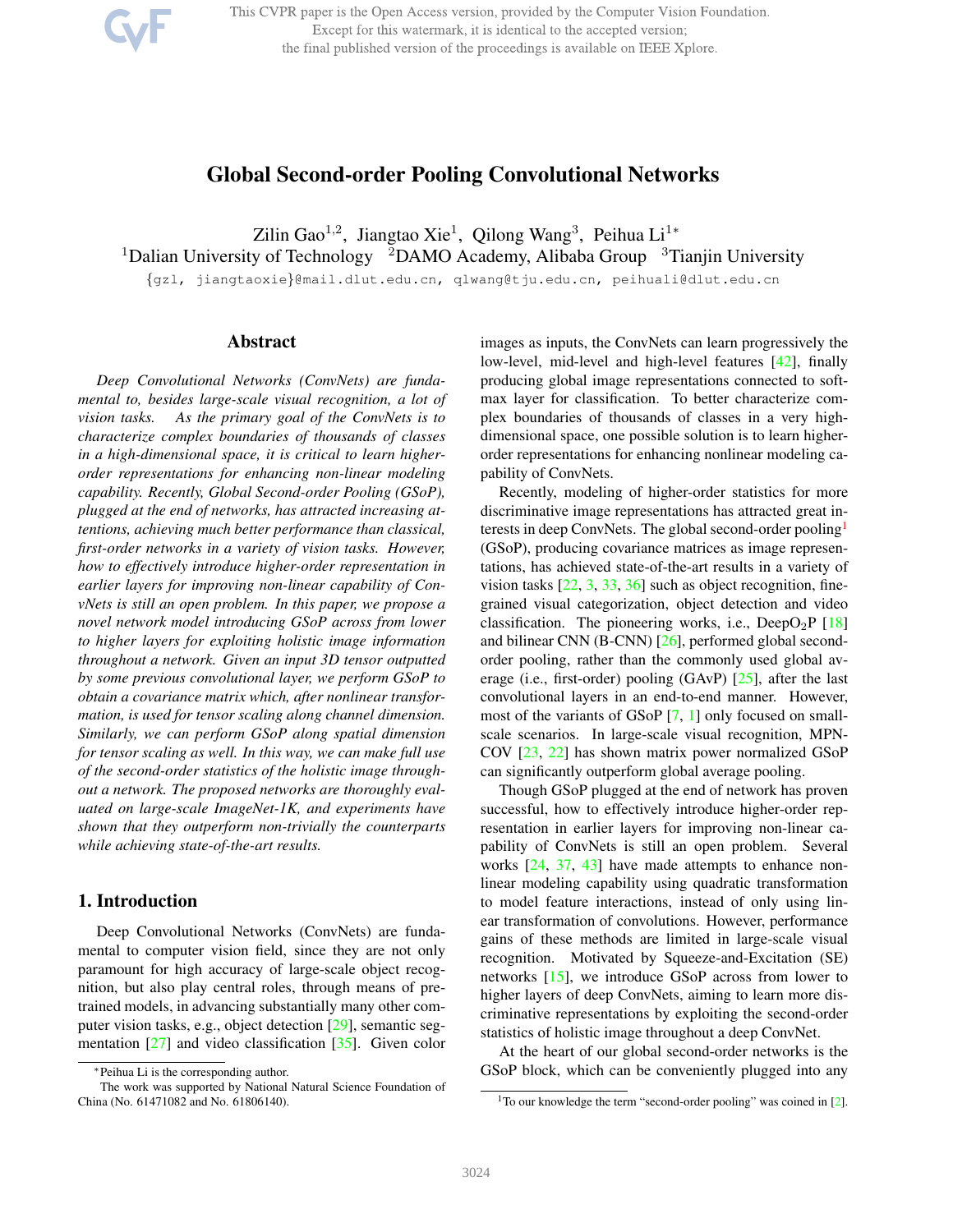# Global Second-order Pooling Convolutional Networks

Zilin Gao[1,2], Jiangtao Xie[1], Qilong Wang[3], Peihua Li[1*]

[1]Dalian University of Technology [2]DAMO Academy, Alibaba Group [3]Tianjin University

{gzl, jiangtaoxie}@mail.dlut.edu.cn, qlwang@tju.edu.cn, peihuali@dlut.edu.cn

## Abstract

*Deep Convolutional Networks (ConvNets) are fundamental to, besides large-scale visual recognition, a lot of vision tasks. As the primary goal of the ConvNets is to characterize complex boundaries of thousands of classes in a high-dimensional space, it is critical to learn higher-order representations for enhancing non-linear modeling capability. Recently, Global Second-order Pooling (GSoP), plugged at the end of networks, has attracted increasing attentions, achieving much better performance than classical, first-order networks in a variety of vision tasks. However, how to effectively introduce higher-order representation in earlier layers for improving non-linear capability of ConvNets is still an open problem. In this paper, we propose a novel network model introducing GSoP across from lower to higher layers for exploiting holistic image information throughout a network. Given an input 3D tensor outputted by some previous convolutional layer, we perform GSoP to obtain a covariance matrix which, after nonlinear transformation, is used for tensor scaling along channel dimension. Similarly, we can perform GSoP along spatial dimension for tensor scaling as well. In this way, we can make full use of the second-order statistics of the holistic image throughout a network. The proposed networks are thoroughly evaluated on large-scale ImageNet-1K, and experiments have shown that they outperform non-trivially the counterparts while achieving state-of-the-art results.*

## 1. Introduction

Deep Convolutional Networks (ConvNets) are fundamental to computer vision field, since they are not only paramount for high accuracy of large-scale object recognition, but also play central roles, through means of pre-trained models, in advancing substantially many other computer vision tasks, e.g., object detection [29], semantic segmentation [27] and video classification [35]. Given color images as inputs, the ConvNets can learn progressively the low-level, mid-level and high-level features [42], finally producing global image representations connected to softmax layer for classification. To better characterize complex boundaries of thousands of classes in a very high-dimensional space, one possible solution is to learn higher-order representations for enhancing nonlinear modeling capability of ConvNets.

Recently, modeling of higher-order statistics for more discriminative image representations has attracted great interests in deep ConvNets. The global second-order pooling[1] (GSoP), producing covariance matrices as image representations, has achieved state-of-the-art results in a variety of vision tasks [22, 3, 33, 36] such as object recognition, fine-grained visual categorization, object detection and video classification. The pioneering works, i.e., DeepO$_2$P [18] and bilinear CNN (B-CNN) [26], performed global second-order pooling, rather than the commonly used global average (i.e., first-order) pooling (GAvP) [25], after the last convolutional layers in an end-to-end manner. However, most of the variants of GSoP [7, 1] only focused on small-scale scenarios. In large-scale visual recognition, MPN-COV [23, 22] has shown matrix power normalized GSoP can significantly outperform global average pooling.

Though GSoP plugged at the end of network has proven successful, how to effectively introduce higher-order representation in earlier layers for improving non-linear capability of ConvNets is still an open problem. Several works [24, 37, 43] have made attempts to enhance non-linear modeling capability using quadratic transformation to model feature interactions, instead of only using linear transformation of convolutions. However, performance gains of these methods are limited in large-scale visual recognition. Motivated by Squeeze-and-Excitation (SE) networks [15], we introduce GSoP across from lower to higher layers of deep ConvNets, aiming to learn more discriminative representations by exploiting the second-order statistics of holistic image throughout a deep ConvNet.

At the heart of our global second-order networks is the GSoP block, which can be conveniently plugged into any

*Peihua Li is the corresponding author.

The work was supported by National Natural Science Foundation of China (No. 61471082 and No. 61806140).

[1]To our knowledge the term "second-order pooling" was coined in [2].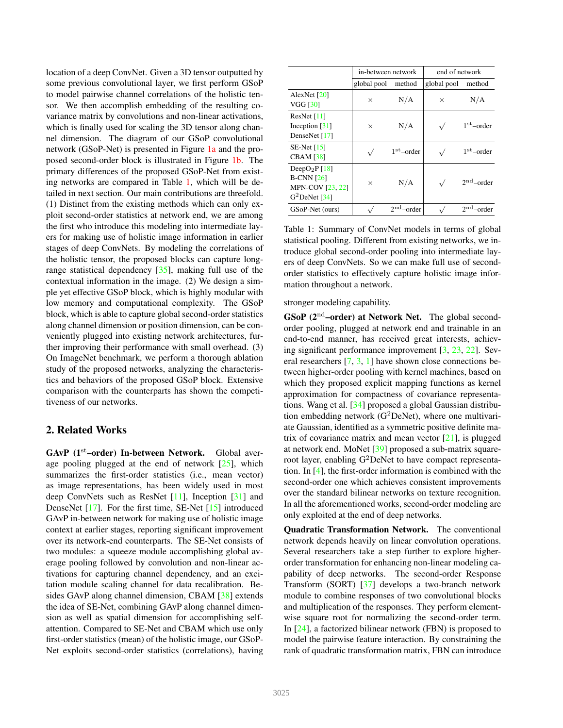location of a deep ConvNet. Given a 3D tensor outputted by some previous convolutional layer, we first perform GSoP to model pairwise channel correlations of the holistic tensor. We then accomplish embedding of the resulting covariance matrix by convolutions and non-linear activations, which is finally used for scaling the 3D tensor along channel dimension. The diagram of our GSoP convolutional network (GSoP-Net) is presented in Figure 1a and the proposed second-order block is illustrated in Figure 1b. The primary differences of the proposed GSoP-Net from existing networks are compared in Table 1, which will be detailed in next section. Our main contributions are threefold. (1) Distinct from the existing methods which can only exploit second-order statistics at network end, we are among the first who introduce this modeling into intermediate layers for making use of holistic image information in earlier stages of deep ConvNets. By modeling the correlations of the holistic tensor, the proposed blocks can capture long-range statistical dependency [35], making full use of the contextual information in the image. (2) We design a simple yet effective GSoP block, which is highly modular with low memory and computational complexity. The GSoP block, which is able to capture global second-order statistics along channel dimension or position dimension, can be conveniently plugged into existing network architectures, further improving their performance with small overhead. (3) On ImageNet benchmark, we perform a thorough ablation study of the proposed networks, analyzing the characteristics and behaviors of the proposed GSoP block. Extensive comparison with the counterparts has shown the competitiveness of our networks.

| | in-between network | | end of network | |
|---|---|---|---|---|
| | global pool | method | global pool | method |
| AlexNet [20] VGG [30] | × | N/A | × | N/A |
| ResNet [11] Inception [31] DenseNet [17] | × | N/A | √ | $1^{\text{st}}$–order |
| SE-Net [15] CBAM [38] | √ | $1^{\text{st}}$–order | √ | $1^{\text{st}}$–order |
| DeepO$_2$P [18] B-CNN [26] MPN-COV [23, 22] G$^2$DeNet [34] | × | N/A | √ | $2^{\text{nd}}$–order |
| GSoP-Net (ours) | √ | $2^{\text{nd}}$–order | √ | $2^{\text{nd}}$–order |

Table 1: Summary of ConvNet models in terms of global statistical pooling. Different from existing networks, we introduce global second-order pooling into intermediate layers of deep ConvNets. So we can make full use of second-order statistics to effectively capture holistic image information throughout a network.

## 2. Related Works

**GAvP ($1^{\text{st}}$–order) In-between Network.** Global average pooling plugged at the end of network [25], which summarizes the first-order statistics (i.e., mean vector) as image representations, has been widely used in most deep ConvNets such as ResNet [11], Inception [31] and DenseNet [17]. For the first time, SE-Net [15] introduced GAvP in-between network for making use of holistic image context at earlier stages, reporting significant improvement over its network-end counterparts. The SE-Net consists of two modules: a squeeze module accomplishing global average pooling followed by convolution and non-linear activations for capturing channel dependency, and an excitation module scaling channel for data recalibration. Besides GAvP along channel dimension, CBAM [38] extends the idea of SE-Net, combining GAvP along channel dimension as well as spatial dimension for accomplishing self-attention. Compared to SE-Net and CBAM which use only first-order statistics (mean) of the holistic image, our GSoP-Net exploits second-order statistics (correlations), having stronger modeling capability.

**GSoP ($2^{\text{nd}}$–order) at Network Net.** The global second-order pooling, plugged at network end and trainable in an end-to-end manner, has received great interests, achieving significant performance improvement [3, 23, 22]. Several researchers [7, 3, 1] have shown close connections between higher-order pooling with kernel machines, based on which they proposed explicit mapping functions as kernel approximation for compactness of covariance representations. Wang et al. [34] proposed a global Gaussian distribution embedding network (G$^2$DeNet), where one multivariate Gaussian, identified as a symmetric positive definite matrix of covariance matrix and mean vector [21], is plugged at network end. MoNet [39] proposed a sub-matrix square-root layer, enabling G$^2$DeNet to have compact representation. In [4], the first-order information is combined with the second-order one which achieves consistent improvements over the standard bilinear networks on texture recognition. In all the aforementioned works, second-order modeling are only exploited at the end of deep networks.

**Quadratic Transformation Network.** The conventional network depends heavily on linear convolution operations. Several researchers take a step further to explore higher-order transformation for enhancing non-linear modeling capability of deep networks. The second-order Response Transform (SORT) [37] develops a two-branch network module to combine responses of two convolutional blocks and multiplication of the responses. They perform element-wise square root for normalizing the second-order term. In [24], a factorized bilinear network (FBN) is proposed to model the pairwise feature interaction. By constraining the rank of quadratic transformation matrix, FBN can introduce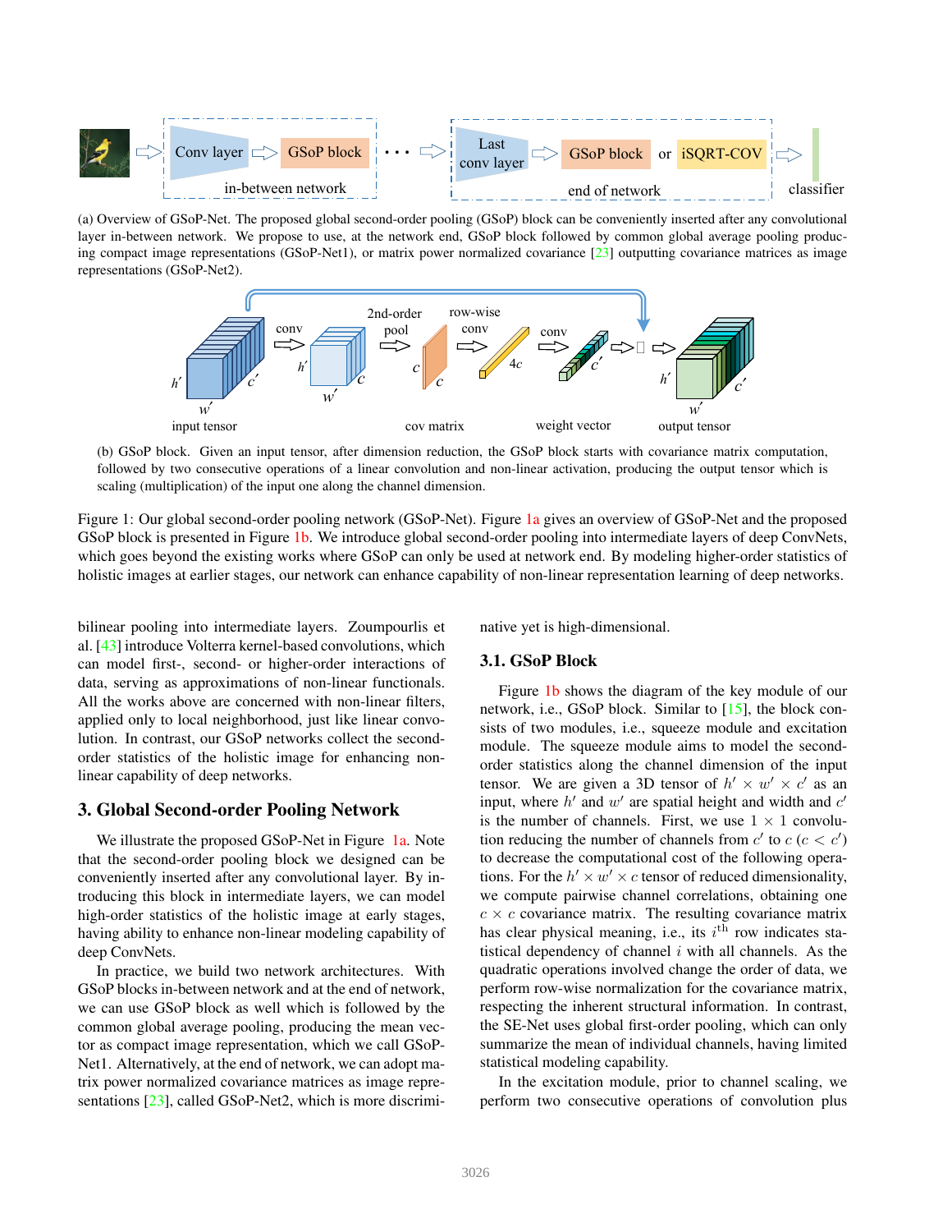(a) Overview of GSoP-Net. The proposed global second-order pooling (GSoP) block can be conveniently inserted after any convolutional layer in-between network. We propose to use, at the network end, GSoP block followed by common global average pooling producing compact image representations (GSoP-Net1), or matrix power normalized covariance [23] outputting covariance matrices as image representations (GSoP-Net2).

(b) GSoP block. Given an input tensor, after dimension reduction, the GSoP block starts with covariance matrix computation, followed by two consecutive operations of a linear convolution and non-linear activation, producing the output tensor which is scaling (multiplication) of the input one along the channel dimension.

Figure 1: Our global second-order pooling network (GSoP-Net). Figure 1a gives an overview of GSoP-Net and the proposed GSoP block is presented in Figure 1b. We introduce global second-order pooling into intermediate layers of deep ConvNets, which goes beyond the existing works where GSoP can only be used at network end. By modeling higher-order statistics of holistic images at earlier stages, our network can enhance capability of non-linear representation learning of deep networks.

bilinear pooling into intermediate layers. Zoumpourlis et al. [43] introduce Volterra kernel-based convolutions, which can model first-, second- or higher-order interactions of data, serving as approximations of non-linear functionals. All the works above are concerned with non-linear filters, applied only to local neighborhood, just like linear convolution. In contrast, our GSoP networks collect the second-order statistics of the holistic image for enhancing non-linear capability of deep networks.

## 3. Global Second-order Pooling Network

We illustrate the proposed GSoP-Net in Figure 1a. Note that the second-order pooling block we designed can be conveniently inserted after any convolutional layer. By introducing this block in intermediate layers, we can model high-order statistics of the holistic image at early stages, having ability to enhance non-linear modeling capability of deep ConvNets.

In practice, we build two network architectures. With GSoP blocks in-between network and at the end of network, we can use GSoP block as well which is followed by the common global average pooling, producing the mean vector as compact image representation, which we call GSoP-Net1. Alternatively, at the end of network, we can adopt matrix power normalized covariance matrices as image representations [23], called GSoP-Net2, which is more discriminative yet is high-dimensional.

### 3.1. GSoP Block

Figure 1b shows the diagram of the key module of our network, i.e., GSoP block. Similar to [15], the block consists of two modules, i.e., squeeze module and excitation module. The squeeze module aims to model the second-order statistics along the channel dimension of the input tensor. We are given a 3D tensor of $h' \times w' \times c'$ as an input, where $h'$ and $w'$ are spatial height and width and $c'$ is the number of channels. First, we use $1 \times 1$ convolution reducing the number of channels from $c'$ to $c$ ($c < c'$) to decrease the computational cost of the following operations. For the $h' \times w' \times c$ tensor of reduced dimensionality, we compute pairwise channel correlations, obtaining one $c \times c$ covariance matrix. The resulting covariance matrix has clear physical meaning, i.e., its $i^{\text{th}}$ row indicates statistical dependency of channel $i$ with all channels. As the quadratic operations involved change the order of data, we perform row-wise normalization for the covariance matrix, respecting the inherent structural information. In contrast, the SE-Net uses global first-order pooling, which can only summarize the mean of individual channels, having limited statistical modeling capability.

In the excitation module, prior to channel scaling, we perform two consecutive operations of convolution plus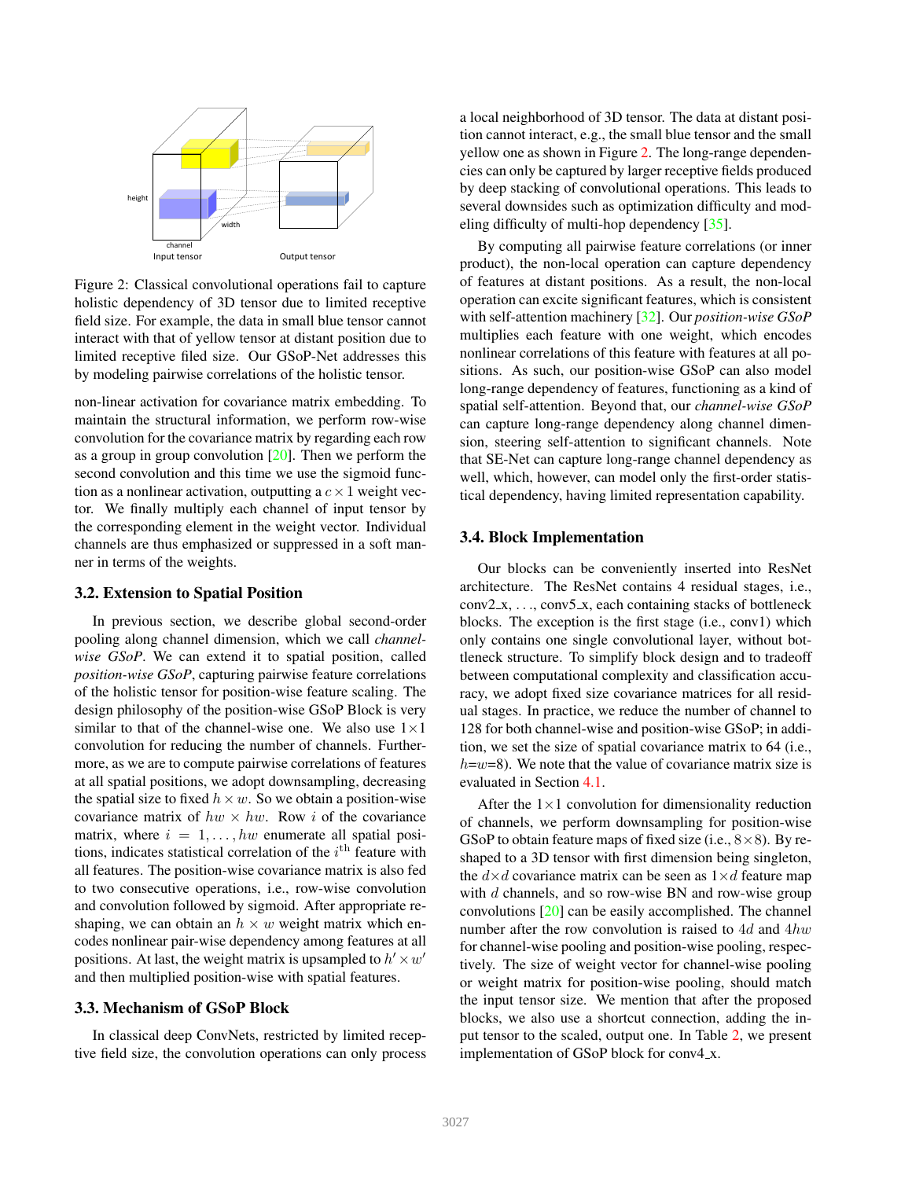Figure 2: Classical convolutional operations fail to capture holistic dependency of 3D tensor due to limited receptive field size. For example, the data in small blue tensor cannot interact with that of yellow tensor at distant position due to limited receptive filed size. Our GSoP-Net addresses this by modeling pairwise correlations of the holistic tensor.

non-linear activation for covariance matrix embedding. To maintain the structural information, we perform row-wise convolution for the covariance matrix by regarding each row as a group in group convolution [20]. Then we perform the second convolution and this time we use the sigmoid function as a nonlinear activation, outputting a $c \times 1$ weight vector. We finally multiply each channel of input tensor by the corresponding element in the weight vector. Individual channels are thus emphasized or suppressed in a soft manner in terms of the weights.

### 3.2. Extension to Spatial Position

In previous section, we describe global second-order pooling along channel dimension, which we call *channel-wise GSoP*. We can extend it to spatial position, called *position-wise GSoP*, capturing pairwise feature correlations of the holistic tensor for position-wise feature scaling. The design philosophy of the position-wise GSoP Block is very similar to that of the channel-wise one. We also use $1\times1$ convolution for reducing the number of channels. Furthermore, as we are to compute pairwise correlations of features at all spatial positions, we adopt downsampling, decreasing the spatial size to fixed $h \times w$. So we obtain a position-wise covariance matrix of $hw \times hw$. Row $i$ of the covariance matrix, where $i = 1, \ldots, hw$ enumerate all spatial positions, indicates statistical correlation of the $i^{\text{th}}$ feature with all features. The position-wise covariance matrix is also fed to two consecutive operations, i.e., row-wise convolution and convolution followed by sigmoid. After appropriate reshaping, we can obtain an $h \times w$ weight matrix which encodes nonlinear pair-wise dependency among features at all positions. At last, the weight matrix is upsampled to $h' \times w'$ and then multiplied position-wise with spatial features.

### 3.3. Mechanism of GSoP Block

In classical deep ConvNets, restricted by limited receptive field size, the convolution operations can only process a local neighborhood of 3D tensor. The data at distant position cannot interact, e.g., the small blue tensor and the small yellow one as shown in Figure 2. The long-range dependencies can only be captured by larger receptive fields produced by deep stacking of convolutional operations. This leads to several downsides such as optimization difficulty and modeling difficulty of multi-hop dependency [35].

By computing all pairwise feature correlations (or inner product), the non-local operation can capture dependency of features at distant positions. As a result, the non-local operation can excite significant features, which is consistent with self-attention machinery [32]. Our *position-wise GSoP* multiplies each feature with one weight, which encodes nonlinear correlations of this feature with features at all positions. As such, our position-wise GSoP can also model long-range dependency of features, functioning as a kind of spatial self-attention. Beyond that, our *channel-wise GSoP* can capture long-range dependency along channel dimension, steering self-attention to significant channels. Note that SE-Net can capture long-range channel dependency as well, which, however, can model only the first-order statistical dependency, having limited representation capability.

### 3.4. Block Implementation

Our blocks can be conveniently inserted into ResNet architecture. The ResNet contains 4 residual stages, i.e., conv2_x, ..., conv5_x, each containing stacks of bottleneck blocks. The exception is the first stage (i.e., conv1) which only contains one single convolutional layer, without bottleneck structure. To simplify block design and to tradeoff between computational complexity and classification accuracy, we adopt fixed size covariance matrices for all residual stages. In practice, we reduce the number of channel to 128 for both channel-wise and position-wise GSoP; in addition, we set the size of spatial covariance matrix to 64 (i.e., $h$=$w$=8). We note that the value of covariance matrix size is evaluated in Section 4.1.

After the $1\times1$ convolution for dimensionality reduction of channels, we perform downsampling for position-wise GSoP to obtain feature maps of fixed size (i.e., $8\times8$). By reshaped to a 3D tensor with first dimension being singleton, the $d\times d$ covariance matrix can be seen as $1\times d$ feature map with $d$ channels, and so row-wise BN and row-wise group convolutions [20] can be easily accomplished. The channel number after the row convolution is raised to $4d$ and $4hw$ for channel-wise pooling and position-wise pooling, respectively. The size of weight vector for channel-wise pooling or weight matrix for position-wise pooling, should match the input tensor size. We mention that after the proposed blocks, we also use a shortcut connection, adding the input tensor to the scaled, output one. In Table 2, we present implementation of GSoP block for conv4_x.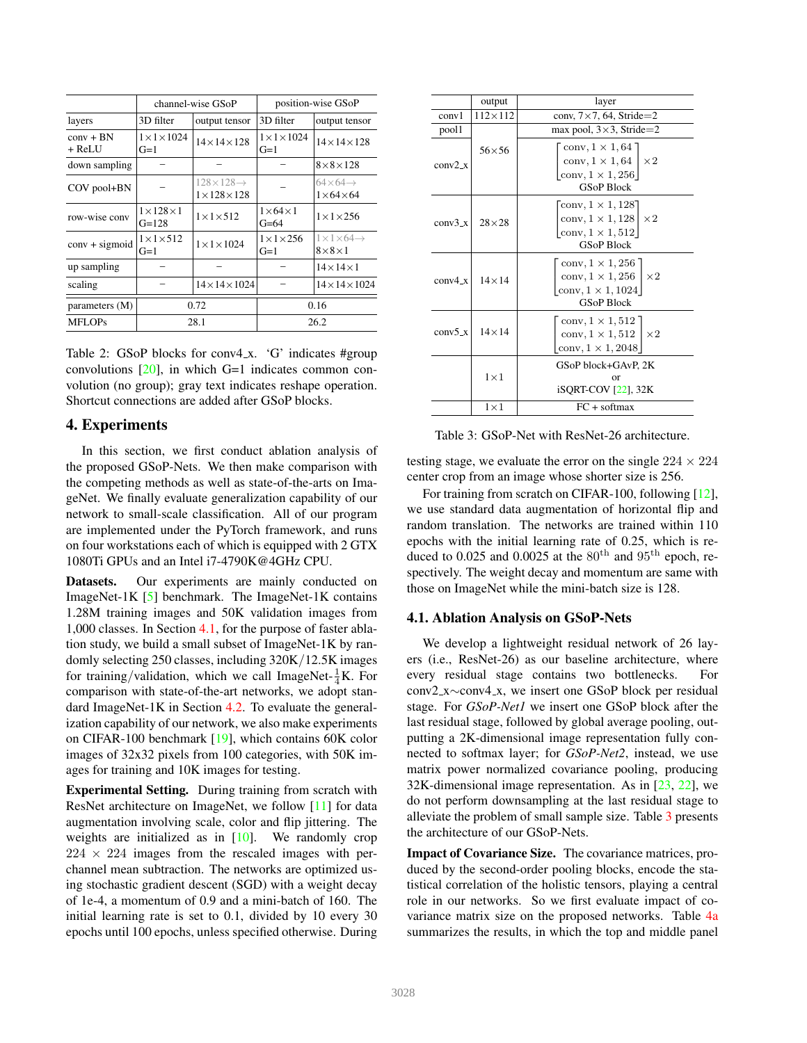| layers | channel-wise GSoP 3D filter | channel-wise GSoP output tensor | position-wise GSoP 3D filter | position-wise GSoP output tensor |
|---|---|---|---|---|
| conv + BN + ReLU | $1\times1\times1024$ G=1 | $14\times14\times128$ | $1\times1\times1024$ G=1 | $14\times14\times128$ |
| down sampling | – | – | – | $8\times8\times128$ |
| COV pool+BN | – | $128\times128\to$ $1\times128\times128$ | – | $64\times64\to$ $1\times64\times64$ |
| row-wise conv | $1\times128\times1$ G=128 | $1\times1\times512$ | $1\times64\times1$ G=64 | $1\times1\times256$ |
| conv + sigmoid | $1\times1\times512$ G=1 | $1\times1\times1024$ | $1\times1\times256$ G=1 | $1\times1\times64\to$ $8\times8\times1$ |
| up sampling | – | – | – | $14\times14\times1$ |
| scaling | – | $14\times14\times1024$ | – | $14\times14\times1024$ |
| parameters (M) | 0.72 | | 0.16 | |
| MFLOPs | 28.1 | | 26.2 | |

Table 2: GSoP blocks for conv4_x. 'G' indicates #group convolutions [20], in which G=1 indicates common convolution (no group); gray text indicates reshape operation. Shortcut connections are added after GSoP blocks.

| | output | layer |
|---|---|---|
| conv1 | $112\times112$ | conv, $7\times7$, 64, Stride=2 |
| pool1 | | max pool, $3\times3$, Stride=2 |
| conv2_x | $56\times56$ | $\begin{bmatrix}\text{conv}, 1\times1, 64\\ \text{conv}, 1\times1, 64\\ \text{conv}, 1\times1, 256\end{bmatrix}\times2$ GSoP Block |
| conv3_x | $28\times28$ | $\begin{bmatrix}\text{conv}, 1\times1, 128\\ \text{conv}, 1\times1, 128\\ \text{conv}, 1\times1, 512\end{bmatrix}\times2$ GSoP Block |
| conv4_x | $14\times14$ | $\begin{bmatrix}\text{conv}, 1\times1, 256\\ \text{conv}, 1\times1, 256\\ \text{conv}, 1\times1, 1024\end{bmatrix}\times2$ GSoP Block |
| conv5_x | $14\times14$ | $\begin{bmatrix}\text{conv}, 1\times1, 512\\ \text{conv}, 1\times1, 512\\ \text{conv}, 1\times1, 2048\end{bmatrix}\times2$ |
| | $1\times1$ | GSoP block+GAvP, 2K or iSQRT-COV [22], 32K |
| | $1\times1$ | FC + softmax |

Table 3: GSoP-Net with ResNet-26 architecture.

## 4. Experiments

In this section, we first conduct ablation analysis of the proposed GSoP-Nets. We then make comparison with the competing methods as well as state-of-the-arts on ImageNet. We finally evaluate generalization capability of our network to small-scale classification. All of our program are implemented under the PyTorch framework, and runs on four workstations each of which is equipped with 2 GTX 1080Ti GPUs and an Intel i7-4790K@4GHz CPU.

**Datasets.** Our experiments are mainly conducted on ImageNet-1K [5] benchmark. The ImageNet-1K contains 1.28M training images and 50K validation images from 1,000 classes. In Section 4.1, for the purpose of faster ablation study, we build a small subset of ImageNet-1K by randomly selecting 250 classes, including 320K/12.5K images for training/validation, which we call ImageNet-$\frac{1}{4}$K. For comparison with state-of-the-art networks, we adopt standard ImageNet-1K in Section 4.2. To evaluate the generalization capability of our network, we also make experiments on CIFAR-100 benchmark [19], which contains 60K color images of 32x32 pixels from 100 categories, with 50K images for training and 10K images for testing.

**Experimental Setting.** During training from scratch with ResNet architecture on ImageNet, we follow [11] for data augmentation involving scale, color and flip jittering. The weights are initialized as in [10]. We randomly crop $224\times224$ images from the rescaled images with per-channel mean subtraction. The networks are optimized using stochastic gradient descent (SGD) with a weight decay of 1e-4, a momentum of 0.9 and a mini-batch of 160. The initial learning rate is set to 0.1, divided by 10 every 30 epochs until 100 epochs, unless specified otherwise. During testing stage, we evaluate the error on the single $224\times224$ center crop from an image whose shorter size is 256.

For training from scratch on CIFAR-100, following [12], we use standard data augmentation of horizontal flip and random translation. The networks are trained within 110 epochs with the initial learning rate of 0.25, which is reduced to 0.025 and 0.0025 at the $80^{\text{th}}$ and $95^{\text{th}}$ epoch, respectively. The weight decay and momentum are same with those on ImageNet while the mini-batch size is 128.

### 4.1. Ablation Analysis on GSoP-Nets

We develop a lightweight residual network of 26 layers (i.e., ResNet-26) as our baseline architecture, where every residual stage contains two bottlenecks. For conv2_x∼conv4_x, we insert one GSoP block per residual stage. For *GSoP-Net1* we insert one GSoP block after the last residual stage, followed by global average pooling, outputting a 2K-dimensional image representation fully connected to softmax layer; for *GSoP-Net2*, instead, we use matrix power normalized covariance pooling, producing 32K-dimensional image representation. As in [23, 22], we do not perform downsampling at the last residual stage to alleviate the problem of small sample size. Table 3 presents the architecture of our GSoP-Nets.

**Impact of Covariance Size.** The covariance matrices, produced by the second-order pooling blocks, encode the statistical correlation of the holistic tensors, playing a central role in our networks. So we first evaluate impact of covariance matrix size on the proposed networks. Table 4a summarizes the results, in which the top and middle panel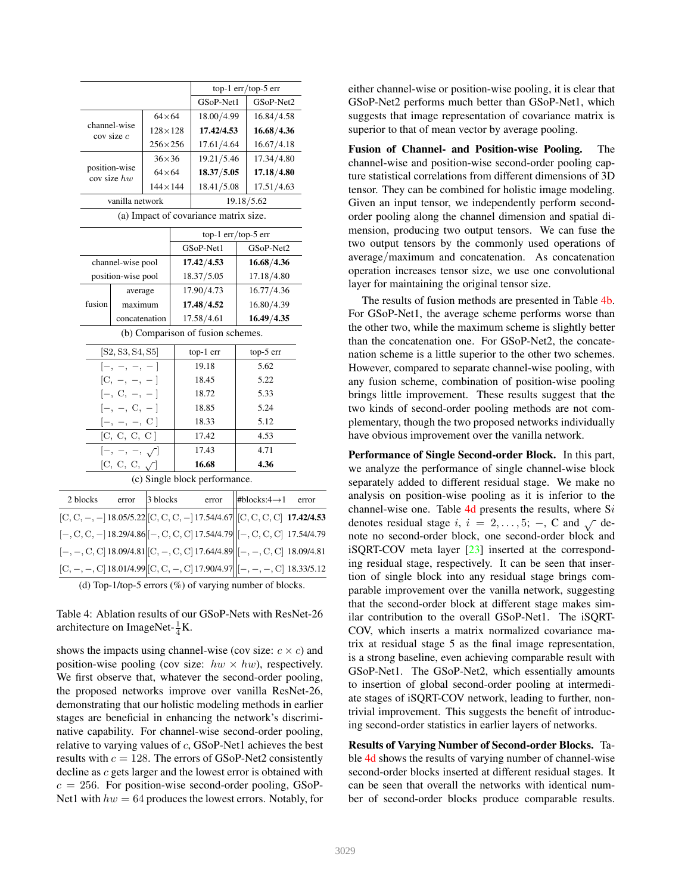| | | top-1 err/top-5 err | |
|---|---|---|---|
| | | GSoP-Net1 | GSoP-Net2 |
| channel-wise cov size $c$ | 64×64 | 18.00/4.99 | 16.84/4.58 |
| | 128×128 | **17.42/4.53** | **16.68/4.36** |
| | 256×256 | 17.61/4.64 | 16.67/4.18 |
| position-wise cov size $hw$ | 36×36 | 19.21/5.46 | 17.34/4.80 |
| | 64×64 | **18.37/5.05** | **17.18/4.80** |
| | 144×144 | 18.41/5.08 | 17.51/4.63 |
| vanilla network | | 19.18/5.62 | |

(a) Impact of covariance matrix size.

| | | top-1 err/top-5 err | |
|---|---|---|---|
| | | GSoP-Net1 | GSoP-Net2 |
| channel-wise pool | | **17.42/4.53** | **16.68/4.36** |
| position-wise pool | | 18.37/5.05 | 17.18/4.80 |
| fusion | average | 17.90/4.73 | 16.77/4.36 |
| | maximum | **17.48/4.52** | 16.80/4.39 |
| | concatenation | 17.58/4.61 | **16.49/4.35** |

(b) Comparison of fusion schemes.

| [S2, S3, S4, S5] | top-1 err | top-5 err |
|---|---|---|
| [−, −, −, −] | 19.18 | 5.62 |
| [C, −, −, −] | 18.45 | 5.22 |
| [−, C, −, −] | 18.72 | 5.33 |
| [−, −, C, −] | 18.85 | 5.24 |
| [−, −, −, C] | 18.33 | 5.12 |
| [C, C, C, C] | 17.42 | 4.53 |
| [−, −, −, $\surd$] | 17.43 | 4.71 |
| [C, C, C, $\surd$] | **16.68** | **4.36** |

(c) Single block performance.

| 2 blocks | error | 3 blocks | error | #blocks:4→1 | error |
|---|---|---|---|---|---|
| [C, C, −, −] | 18.05/5.22 | [C, C, C, −] | 17.54/4.67 | [C, C, C, C] | **17.42/4.53** |
| [−, C, C, −] | 18.29/4.86 | [−, C, C, C] | 17.54/4.79 | [−, C, C, C] | 17.54/4.79 |
| [−, −, C, C] | 18.09/4.81 | [C, −, C, C] | 17.64/4.89 | [−, −, C, C] | 18.09/4.81 |
| [C, −, −, C] | 18.01/4.99 | [C, C, −, C] | 17.90/4.97 | [−, −, −, C] | 18.33/5.12 |

(d) Top-1/top-5 errors (%) of varying number of blocks.

Table 4: Ablation results of our GSoP-Nets with ResNet-26 architecture on ImageNet-$\frac{1}{4}$K.

shows the impacts using channel-wise (cov size: $c \times c$) and position-wise pooling (cov size: $hw \times hw$), respectively. We first observe that, whatever the second-order pooling, the proposed networks improve over vanilla ResNet-26, demonstrating that our holistic modeling methods in earlier stages are beneficial in enhancing the network's discriminative capability. For channel-wise second-order pooling, relative to varying values of $c$, GSoP-Net1 achieves the best results with $c = 128$. The errors of GSoP-Net2 consistently decline as $c$ gets larger and the lowest error is obtained with $c = 256$. For position-wise second-order pooling, GSoP-Net1 with $hw = 64$ produces the lowest errors. Notably, for either channel-wise or position-wise pooling, it is clear that GSoP-Net2 performs much better than GSoP-Net1, which suggests that image representation of covariance matrix is superior to that of mean vector by average pooling.

**Fusion of Channel- and Position-wise Pooling.** The channel-wise and position-wise second-order pooling capture statistical correlations from different dimensions of 3D tensor. They can be combined for holistic image modeling. Given an input tensor, we independently perform second-order pooling along the channel dimension and spatial dimension, producing two output tensors. We can fuse the two output tensors by the commonly used operations of average/maximum and concatenation. As concatenation operation increases tensor size, we use one convolutional layer for maintaining the original tensor size.

The results of fusion methods are presented in Table 4b. For GSoP-Net1, the average scheme performs worse than the other two, while the maximum scheme is slightly better than the concatenation one. For GSoP-Net2, the concatenation scheme is a little superior to the other two schemes. However, compared to separate channel-wise pooling, with any fusion scheme, combination of position-wise pooling brings little improvement. These results suggest that the two kinds of second-order pooling methods are not complementary, though the two proposed networks individually have obvious improvement over the vanilla network.

**Performance of Single Second-order Block.** In this part, we analyze the performance of single channel-wise block separately added to different residual stage. We make no analysis on position-wise pooling as it is inferior to the channel-wise one. Table 4d presents the results, where S$i$ denotes residual stage $i$, $i = 2, \ldots, 5$; $-$, C and $\surd$ denote no second-order block, one second-order block and iSQRT-COV meta layer [23] inserted at the corresponding residual stage, respectively. It can be seen that insertion of single block into any residual stage brings comparable improvement over the vanilla network, suggesting that the second-order block at different stage makes similar contribution to the overall GSoP-Net1. The iSQRT-COV, which inserts a matrix normalized covariance matrix at residual stage 5 as the final image representation, is a strong baseline, even achieving comparable result with GSoP-Net1. The GSoP-Net2, which essentially amounts to insertion of global second-order pooling at intermediate stages of iSQRT-COV network, leading to further, nontrivial improvement. This suggests the benefit of introducing second-order statistics in earlier layers of networks.

**Results of Varying Number of Second-order Blocks.** Table 4d shows the results of varying number of channel-wise second-order blocks inserted at different residual stages. It can be seen that overall the networks with identical number of second-order blocks produce comparable results.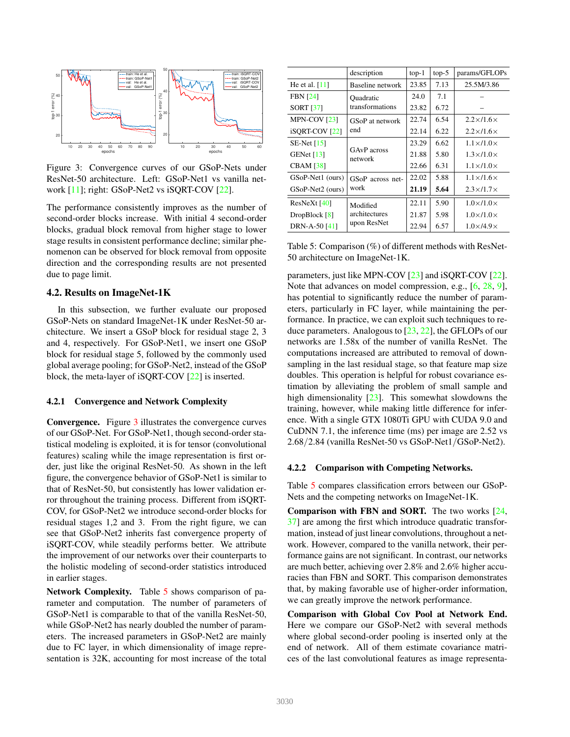Figure 3: Convergence curves of our GSoP-Nets under ResNet-50 architecture. Left: GSoP-Net1 vs vanilla network [11]; right: GSoP-Net2 vs iSQRT-COV [22].

The performance consistently improves as the number of second-order blocks increase. With initial 4 second-order blocks, gradual block removal from higher stage to lower stage results in consistent performance decline; similar phenomenon can be observed for block removal from opposite direction and the corresponding results are not presented due to page limit.

### 4.2. Results on ImageNet-1K

In this subsection, we further evaluate our proposed GSoP-Nets on standard ImageNet-1K under ResNet-50 architecture. We insert a GSoP block for residual stage 2, 3 and 4, respectively. For GSoP-Net1, we insert one GSoP block for residual stage 5, followed by the commonly used global average pooling; for GSoP-Net2, instead of the GSoP block, the meta-layer of iSQRT-COV [22] is inserted.

#### 4.2.1 Convergence and Network Complexity

**Convergence.** Figure 3 illustrates the convergence curves of our GSoP-Net. For GSoP-Net1, though second-order statistical modeling is exploited, it is for tensor (convolutional features) scaling while the image representation is first order, just like the original ResNet-50. As shown in the left figure, the convergence behavior of GSoP-Net1 is similar to that of ResNet-50, but consistently has lower validation error throughout the training process. Different from iSQRT-COV, for GSoP-Net2 we introduce second-order blocks for residual stages 1,2 and 3. From the right figure, we can see that GSoP-Net2 inherits fast convergence property of iSQRT-COV, while steadily performs better. We attribute the improvement of our networks over their counterparts to the holistic modeling of second-order statistics introduced in earlier stages.

**Network Complexity.** Table 5 shows comparison of parameter and computation. The number of parameters of GSoP-Net1 is comparable to that of the vanilla ResNet-50, while GSoP-Net2 has nearly doubled the number of parameters. The increased parameters in GSoP-Net2 are mainly due to FC layer, in which dimensionality of image representation is 32K, accounting for most increase of the total parameters, just like MPN-COV [23] and iSQRT-COV [22]. Note that advances on model compression, e.g., [6, 28, 9], has potential to significantly reduce the number of parameters, particularly in FC layer, while maintaining the performance. In practice, we can exploit such techniques to reduce parameters. Analogous to [23, 22], the GFLOPs of our networks are 1.58x of the number of vanilla ResNet. The computations increased are attributed to removal of downsampling in the last residual stage, so that feature map size doubles. This operation is helpful for robust covariance estimation by alleviating the problem of small sample and high dimensionality [23]. This somewhat slowdowns the training, however, while making little difference for inference. With a single GTX 1080Ti GPU with CUDA 9.0 and CuDNN 7.1, the inference time (ms) per image are 2.52 vs 2.68/2.84 (vanilla ResNet-50 vs GSoP-Net1/GSoP-Net2).

| | description | top-1 | top-5 | params/GFLOPs |
|---|---|---|---|---|
| He et al. [11] | Baseline network | 23.85 | 7.13 | 25.5M/3.86 |
| FBN [24] | Quadratic transformations | 24.0 | 7.1 | – |
| SORT [37] | | 23.82 | 6.72 | – |
| MPN-COV [23] | GSoP at network end | 22.74 | 6.54 | 2.2×/1.6× |
| iSQRT-COV [22] | | 22.14 | 6.22 | 2.2×/1.6× |
| SE-Net [15] | GAvP across network | 23.29 | 6.62 | 1.1×/1.0× |
| GENet [13] | | 21.88 | 5.80 | 1.3×/1.0× |
| CBAM [38] | | 22.66 | 6.31 | 1.1×/1.0× |
| GSoP-Net1 (ours) | GSoP across network | 22.02 | 5.88 | 1.1×/1.6× |
| GSoP-Net2 (ours) | | **21.19** | **5.64** | 2.3×/1.7× |
| ResNeXt [40] | Modified architectures upon ResNet | 22.11 | 5.90 | 1.0×/1.0× |
| DropBlock [8] | | 21.87 | 5.98 | 1.0×/1.0× |
| DRN-A-50 [41] | | 22.94 | 6.57 | 1.0×/4.9× |

Table 5: Comparison (%) of different methods with ResNet-50 architecture on ImageNet-1K.

#### 4.2.2 Comparison with Competing Networks.

Table 5 compares classification errors between our GSoP-Nets and the competing networks on ImageNet-1K.

**Comparison with FBN and SORT.** The two works [24, 37] are among the first which introduce quadratic transformation, instead of just linear convolutions, throughout a network. However, compared to the vanilla network, their performance gains are not significant. In contrast, our networks are much better, achieving over 2.8% and 2.6% higher accuracies than FBN and SORT. This comparison demonstrates that, by making favorable use of higher-order information, we can greatly improve the network performance.

**Comparison with Global Cov Pool at Network End.** Here we compare our GSoP-Net2 with several methods where global second-order pooling is inserted only at the end of network. All of them estimate covariance matrices of the last convolutional features as image representa-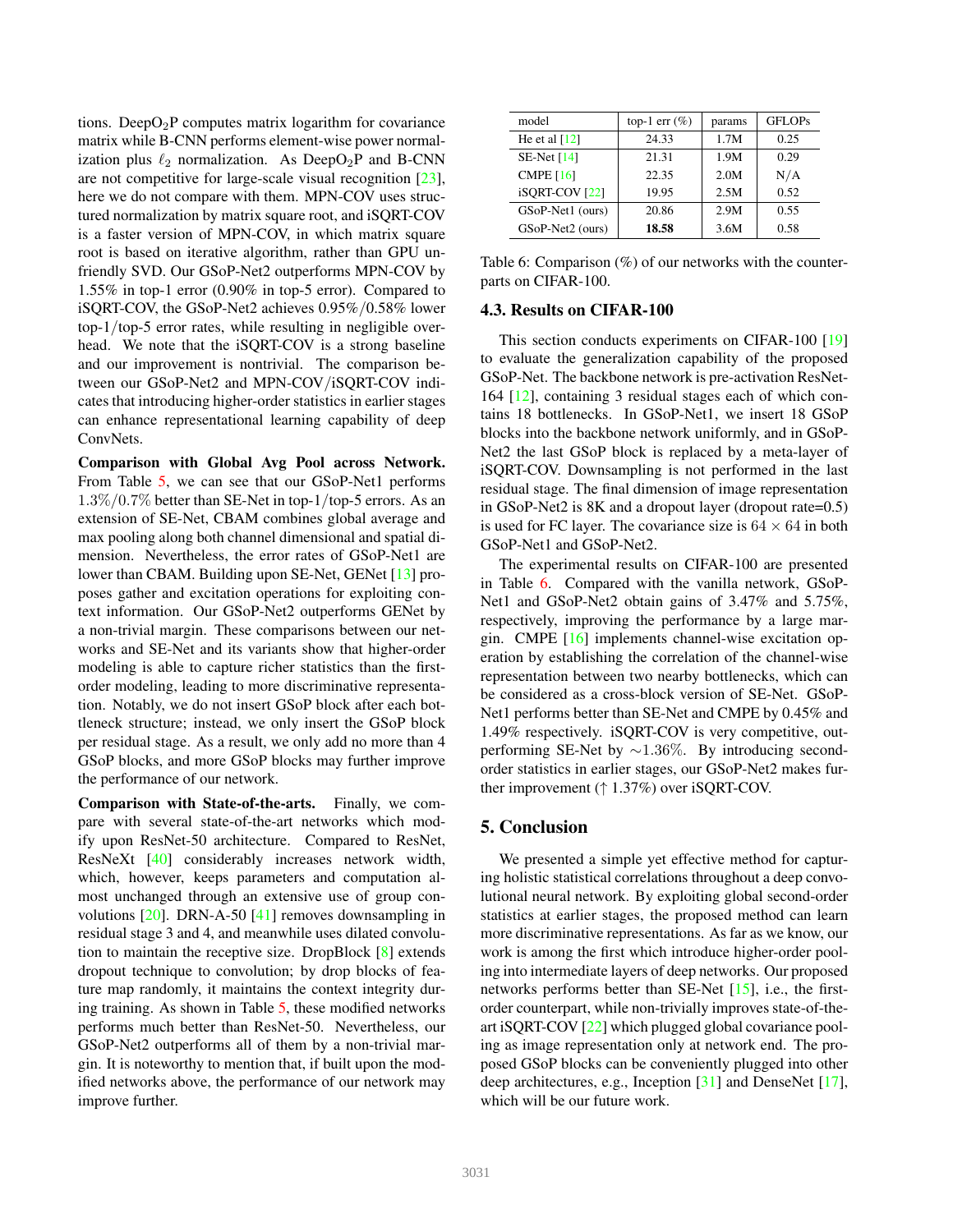tions. Deep$O_2$P computes matrix logarithm for covariance matrix while B-CNN performs element-wise power normalization plus $\ell_2$ normalization. As Deep$O_2$P and B-CNN are not competitive for large-scale visual recognition [23], here we do not compare with them. MPN-COV uses structured normalization by matrix square root, and iSQRT-COV is a faster version of MPN-COV, in which matrix square root is based on iterative algorithm, rather than GPU unfriendly SVD. Our GSoP-Net2 outperforms MPN-COV by 1.55% in top-1 error (0.90% in top-5 error). Compared to iSQRT-COV, the GSoP-Net2 achieves $0.95\%/0.58\%$ lower top-1/top-5 error rates, while resulting in negligible overhead. We note that the iSQRT-COV is a strong baseline and our improvement is nontrivial. The comparison between our GSoP-Net2 and MPN-COV/iSQRT-COV indicates that introducing higher-order statistics in earlier stages can enhance representational learning capability of deep ConvNets.

**Comparison with Global Avg Pool across Network.** From Table 5, we can see that our GSoP-Net1 performs $1.3\%/0.7\%$ better than SE-Net in top-1/top-5 errors. As an extension of SE-Net, CBAM combines global average and max pooling along both channel dimensional and spatial dimension. Nevertheless, the error rates of GSoP-Net1 are lower than CBAM. Building upon SE-Net, GENet [13] proposes gather and excitation operations for exploiting context information. Our GSoP-Net2 outperforms GENet by a non-trivial margin. These comparisons between our networks and SE-Net and its variants show that higher-order modeling is able to capture richer statistics than the first-order modeling, leading to more discriminative representation. Notably, we do not insert GSoP block after each bottleneck structure; instead, we only insert the GSoP block per residual stage. As a result, we only add no more than 4 GSoP blocks, and more GSoP blocks may further improve the performance of our network.

**Comparison with State-of-the-arts.** Finally, we compare with several state-of-the-art networks which modify upon ResNet-50 architecture. Compared to ResNet, ResNeXt [40] considerably increases network width, which, however, keeps parameters and computation almost unchanged through an extensive use of group convolutions [20]. DRN-A-50 [41] removes downsampling in residual stage 3 and 4, and meanwhile uses dilated convolution to maintain the receptive size. DropBlock [8] extends dropout technique to convolution; by drop blocks of feature map randomly, it maintains the context integrity during training. As shown in Table 5, these modified networks performs much better than ResNet-50. Nevertheless, our GSoP-Net2 outperforms all of them by a non-trivial margin. It is noteworthy to mention that, if built upon the modified networks above, the performance of our network may improve further.

| model | top-1 err (%) | params | GFLOPs |
|---|---|---|---|
| He et al [12] | 24.33 | 1.7M | 0.25 |
| SE-Net [14] | 21.31 | 1.9M | 0.29 |
| CMPE [16] | 22.35 | 2.0M | N/A |
| iSQRT-COV [22] | 19.95 | 2.5M | 0.52 |
| GSoP-Net1 (ours) | 20.86 | 2.9M | 0.55 |
| GSoP-Net2 (ours) | **18.58** | 3.6M | 0.58 |

Table 6: Comparison (%) of our networks with the counterparts on CIFAR-100.

### 4.3. Results on CIFAR-100

This section conducts experiments on CIFAR-100 [19] to evaluate the generalization capability of the proposed GSoP-Net. The backbone network is pre-activation ResNet-164 [12], containing 3 residual stages each of which contains 18 bottlenecks. In GSoP-Net1, we insert 18 GSoP blocks into the backbone network uniformly, and in GSoP-Net2 the last GSoP block is replaced by a meta-layer of iSQRT-COV. Downsampling is not performed in the last residual stage. The final dimension of image representation in GSoP-Net2 is 8K and a dropout layer (dropout rate=0.5) is used for FC layer. The covariance size is $64 \times 64$ in both GSoP-Net1 and GSoP-Net2.

The experimental results on CIFAR-100 are presented in Table 6. Compared with the vanilla network, GSoP-Net1 and GSoP-Net2 obtain gains of 3.47% and 5.75%, respectively, improving the performance by a large margin. CMPE [16] implements channel-wise excitation operation by establishing the correlation of the channel-wise representation between two nearby bottlenecks, which can be considered as a cross-block version of SE-Net. GSoP-Net1 performs better than SE-Net and CMPE by 0.45% and 1.49% respectively. iSQRT-COV is very competitive, outperforming SE-Net by $\sim$1.36%. By introducing second-order statistics in earlier stages, our GSoP-Net2 makes further improvement ($\uparrow$ 1.37%) over iSQRT-COV.

## 5. Conclusion

We presented a simple yet effective method for capturing holistic statistical correlations throughout a deep convolutional neural network. By exploiting global second-order statistics at earlier stages, the proposed method can learn more discriminative representations. As far as we know, our work is among the first which introduce higher-order pooling into intermediate layers of deep networks. Our proposed networks performs better than SE-Net [15], i.e., the first-order counterpart, while non-trivially improves state-of-the-art iSQRT-COV [22] which plugged global covariance pooling as image representation only at network end. The proposed GSoP blocks can be conveniently plugged into other deep architectures, e.g., Inception [31] and DenseNet [17], which will be our future work.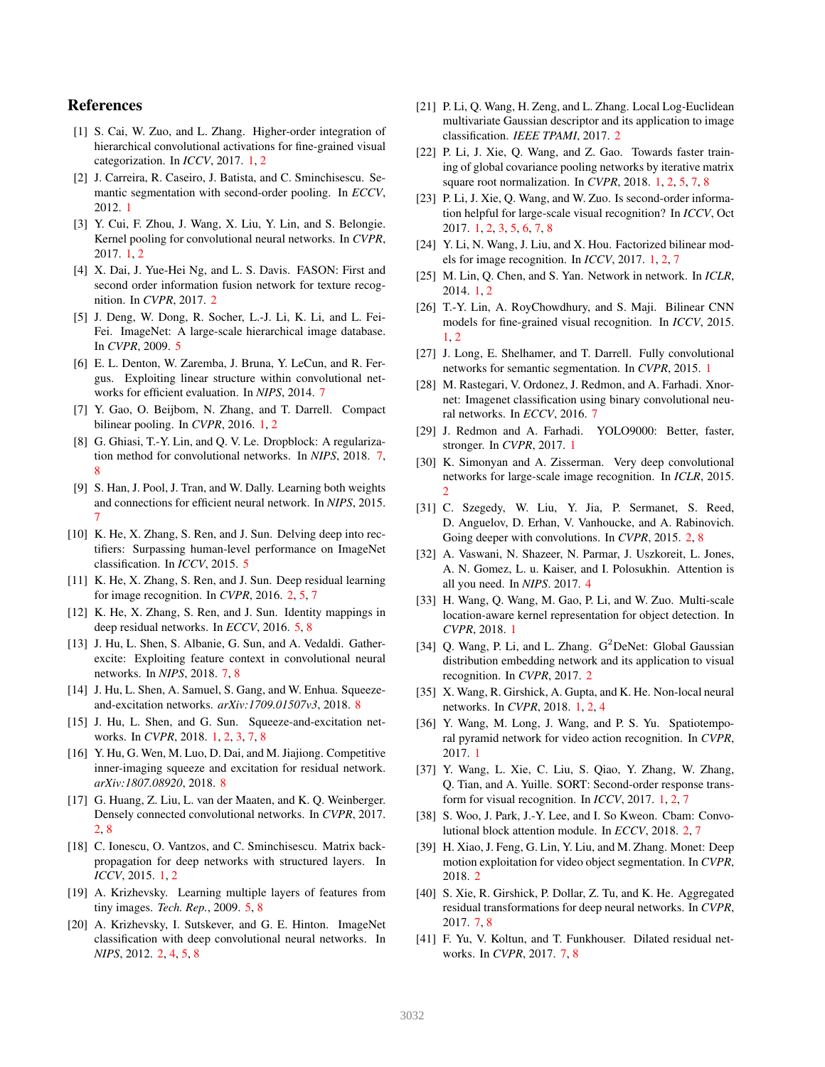## References

[1] S. Cai, W. Zuo, and L. Zhang. Higher-order integration of hierarchical convolutional activations for fine-grained visual categorization. In *ICCV*, 2017. 1, 2

[2] J. Carreira, R. Caseiro, J. Batista, and C. Sminchisescu. Semantic segmentation with second-order pooling. In *ECCV*, 2012. 1

[3] Y. Cui, F. Zhou, J. Wang, X. Liu, Y. Lin, and S. Belongie. Kernel pooling for convolutional neural networks. In *CVPR*, 2017. 1, 2

[4] X. Dai, J. Yue-Hei Ng, and L. S. Davis. FASON: First and second order information fusion network for texture recognition. In *CVPR*, 2017. 2

[5] J. Deng, W. Dong, R. Socher, L.-J. Li, K. Li, and L. Fei-Fei. ImageNet: A large-scale hierarchical image database. In *CVPR*, 2009. 5

[6] E. L. Denton, W. Zaremba, J. Bruna, Y. LeCun, and R. Fergus. Exploiting linear structure within convolutional networks for efficient evaluation. In *NIPS*, 2014. 7

[7] Y. Gao, O. Beijbom, N. Zhang, and T. Darrell. Compact bilinear pooling. In *CVPR*, 2016. 1, 2

[8] G. Ghiasi, T.-Y. Lin, and Q. V. Le. Dropblock: A regularization method for convolutional networks. In *NIPS*, 2018. 7, 8

[9] S. Han, J. Pool, J. Tran, and W. Dally. Learning both weights and connections for efficient neural network. In *NIPS*, 2015. 7

[10] K. He, X. Zhang, S. Ren, and J. Sun. Delving deep into rectifiers: Surpassing human-level performance on ImageNet classification. In *ICCV*, 2015. 5

[11] K. He, X. Zhang, S. Ren, and J. Sun. Deep residual learning for image recognition. In *CVPR*, 2016. 2, 5, 7

[12] K. He, X. Zhang, S. Ren, and J. Sun. Identity mappings in deep residual networks. In *ECCV*, 2016. 5, 8

[13] J. Hu, L. Shen, S. Albanie, G. Sun, and A. Vedaldi. Gather-excite: Exploiting feature context in convolutional neural networks. In *NIPS*, 2018. 7, 8

[14] J. Hu, L. Shen, S. Albanie, G. Sun, and W. Enhua. Squeeze-and-excitation networks. *arXiv:1709.01507v3*, 2018. 8

[15] J. Hu, L. Shen, and G. Sun. Squeeze-and-excitation networks. In *CVPR*, 2018. 1, 2, 3, 7, 8

[16] Y. Hu, G. Wen, M. Luo, D. Dai, and M. Jiajiong. Competitive inner-imaging squeeze and excitation for residual network. *arXiv:1807.08920*, 2018. 8

[17] G. Huang, Z. Liu, L. van der Maaten, and K. Q. Weinberger. Densely connected convolutional networks. In *CVPR*, 2017. 2, 8

[18] C. Ionescu, O. Vantzos, and C. Sminchisescu. Matrix backpropagation for deep networks with structured layers. In *ICCV*, 2015. 1, 2

[19] A. Krizhevsky. Learning multiple layers of features from tiny images. *Tech. Rep.*, 2009. 5, 8

[20] A. Krizhevsky, I. Sutskever, and G. E. Hinton. ImageNet classification with deep convolutional neural networks. In *NIPS*, 2012. 2, 4, 5, 8

[21] P. Li, Q. Wang, H. Zeng, and L. Zhang. Local Log-Euclidean multivariate Gaussian descriptor and its application to image classification. *IEEE TPAMI*, 2017. 2

[22] P. Li, J. Xie, Q. Wang, and Z. Gao. Towards faster training of global covariance pooling networks by iterative matrix square root normalization. In *CVPR*, 2018. 1, 2, 5, 7, 8

[23] P. Li, J. Xie, Q. Wang, and W. Zuo. Is second-order information helpful for large-scale visual recognition? In *ICCV*, Oct 2017. 1, 2, 3, 5, 6, 7, 8

[24] Y. Li, N. Wang, J. Liu, and X. Hou. Factorized bilinear models for image recognition. In *ICCV*, 2017. 1, 2, 7

[25] M. Lin, Q. Chen, and S. Yan. Network in network. In *ICLR*, 2014. 1, 2

[26] T.-Y. Lin, A. RoyChowdhury, and S. Maji. Bilinear CNN models for fine-grained visual recognition. In *ICCV*, 2015. 1, 2

[27] J. Long, E. Shelhamer, and T. Darrell. Fully convolutional networks for semantic segmentation. In *CVPR*, 2015. 1

[28] M. Rastegari, V. Ordonez, J. Redmon, and A. Farhadi. Xnor-net: Imagenet classification using binary convolutional neural networks. In *ECCV*, 2016. 7

[29] J. Redmon and A. Farhadi. YOLO9000: Better, faster, stronger. In *CVPR*, 2017. 1

[30] K. Simonyan and A. Zisserman. Very deep convolutional networks for large-scale image recognition. In *ICLR*, 2015. 2

[31] C. Szegedy, W. Liu, Y. Jia, P. Sermanet, S. Reed, D. Anguelov, D. Erhan, V. Vanhoucke, and A. Rabinovich. Going deeper with convolutions. In *CVPR*, 2015. 2, 8

[32] A. Vaswani, N. Shazeer, N. Parmar, J. Uszkoreit, L. Jones, A. N. Gomez, L. u. Kaiser, and I. Polosukhin. Attention is all you need. In *NIPS*. 2017. 4

[33] H. Wang, Q. Wang, M. Gao, P. Li, and W. Zuo. Multi-scale location-aware kernel representation for object detection. In *CVPR*, 2018. 1

[34] Q. Wang, P. Li, and L. Zhang. G$^2$DeNet: Global Gaussian distribution embedding network and its application to visual recognition. In *CVPR*, 2017. 2

[35] X. Wang, R. Girshick, A. Gupta, and K. He. Non-local neural networks. In *CVPR*, 2018. 1, 2, 4

[36] Y. Wang, M. Long, J. Wang, and P. S. Yu. Spatiotemporal pyramid network for video action recognition. In *CVPR*, 2017. 1

[37] Y. Wang, L. Xie, C. Liu, S. Qiao, Y. Zhang, W. Zhang, Q. Tian, and A. Yuille. SORT: Second-order response transform for visual recognition. In *ICCV*, 2017. 1, 2, 7

[38] S. Woo, J. Park, J.-Y. Lee, and I. So Kweon. Cbam: Convolutional block attention module. In *ECCV*, 2018. 2, 7

[39] H. Xiao, J. Feng, G. Lin, Y. Liu, and M. Zhang. Monet: Deep motion exploitation for video object segmentation. In *CVPR*, 2018. 2

[40] S. Xie, R. Girshick, P. Dollar, Z. Tu, and K. He. Aggregated residual transformations for deep neural networks. In *CVPR*, 2017. 7, 8

[41] F. Yu, V. Koltun, and T. Funkhouser. Dilated residual networks. In *CVPR*, 2017. 7, 8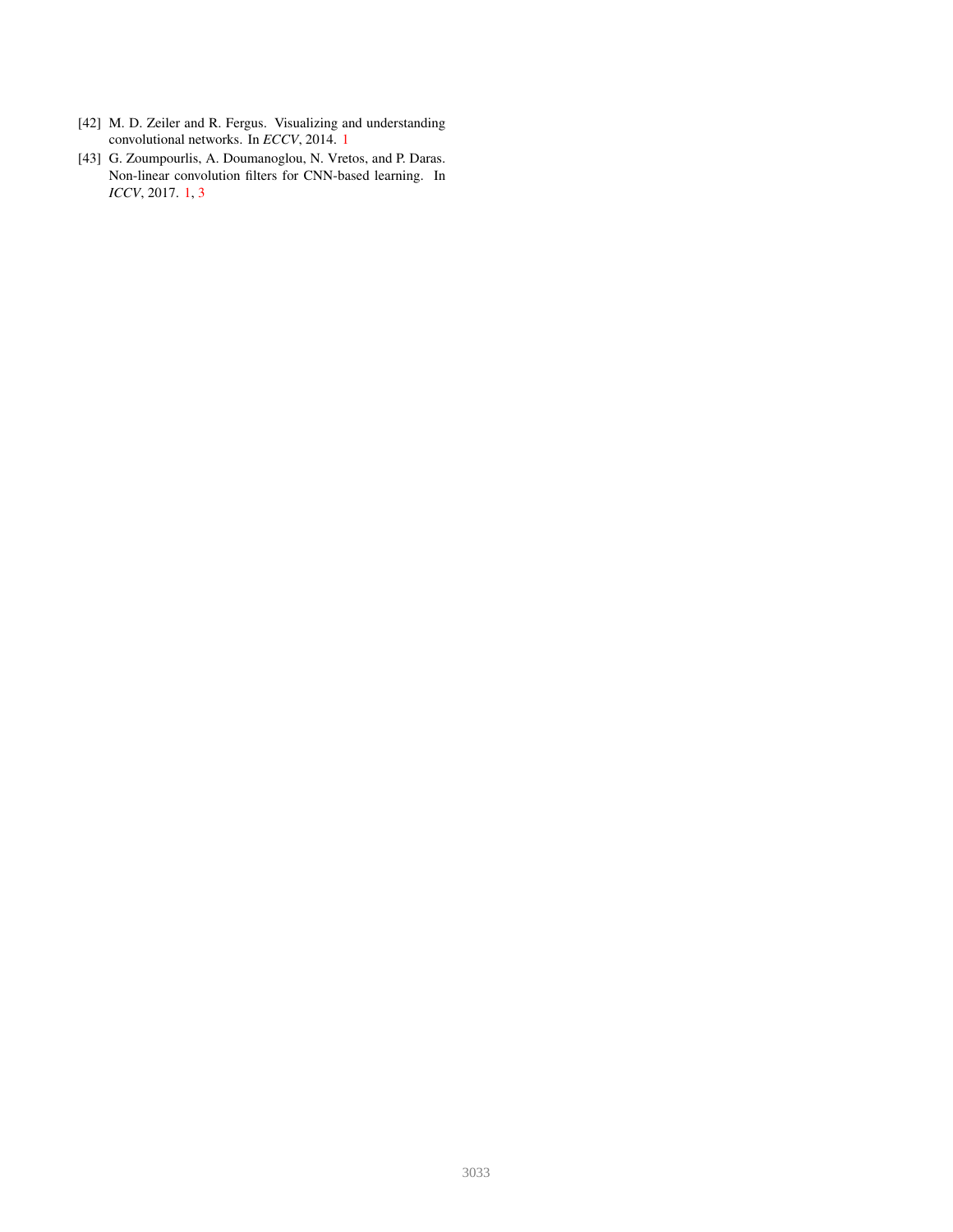[42] M. D. Zeiler and R. Fergus. Visualizing and understanding convolutional networks. In *ECCV*, 2014. 1

[43] G. Zoumpourlis, A. Doumanoglou, N. Vretos, and P. Daras. Non-linear convolution filters for CNN-based learning. In *ICCV*, 2017. 1, 3